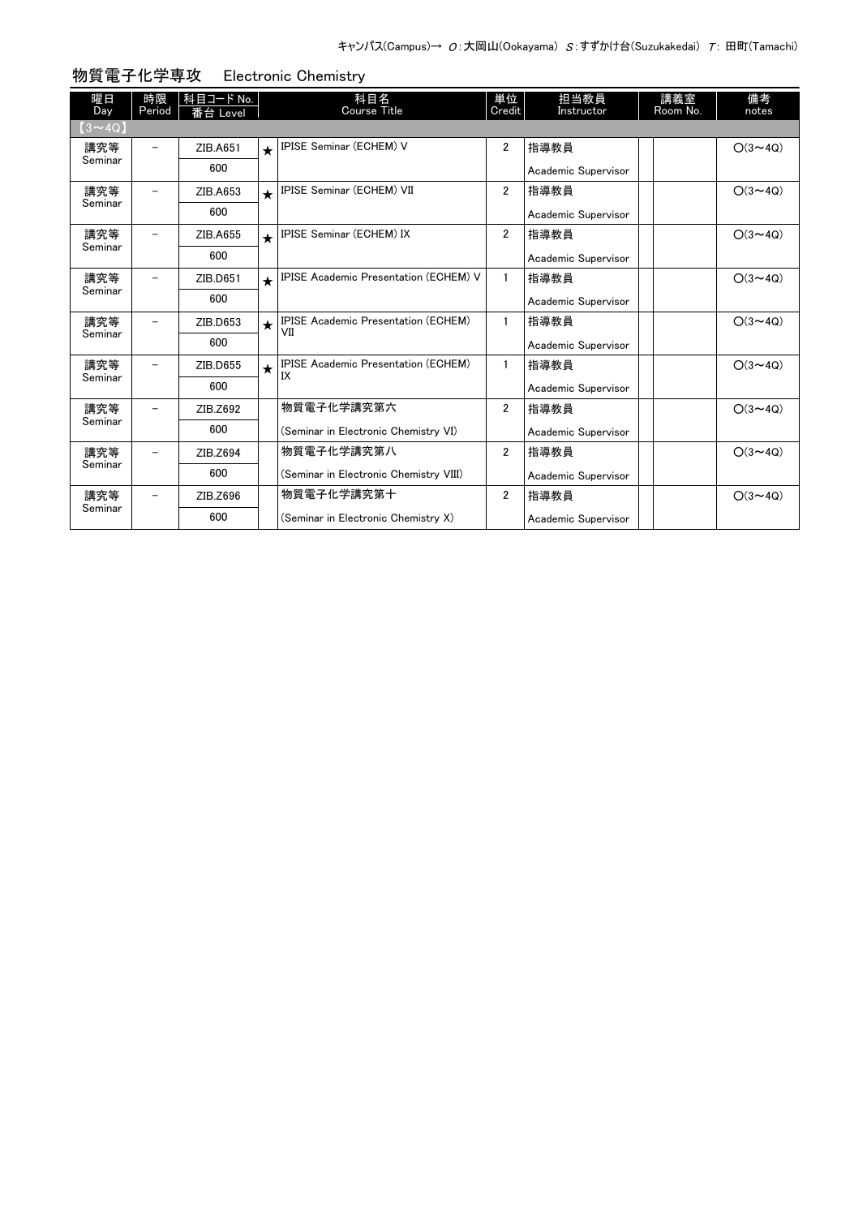キャンパス(Campus)→ O：大岡山(Ookayama) S：すずかけ台(Suzukakedai) T：田町(Tamachi)

## 物質電子化学専攻　Electronic Chemistry

| 曜日 Day | 時限 Period | 科目コード No. 番台 Level | | 科目名 Course Title | 単位 Credit | 担当教員 Instructor | 講義室 Room No. | 備考 notes |
|---|---|---|---|---|---|---|---|---|
| 【3～4Q】 | | | | | | | | |
| 講究等 Seminar | － | ZIB.A651 600 | ★ | IPISE Seminar (ECHEM) V | 2 | 指導教員 Academic Supervisor | | O(3～4Q) |
| 講究等 Seminar | － | ZIB.A653 600 | ★ | IPISE Seminar (ECHEM) VII | 2 | 指導教員 Academic Supervisor | | O(3～4Q) |
| 講究等 Seminar | － | ZIB.A655 600 | ★ | IPISE Seminar (ECHEM) IX | 2 | 指導教員 Academic Supervisor | | O(3～4Q) |
| 講究等 Seminar | － | ZIB.D651 600 | ★ | IPISE Academic Presentation (ECHEM) V | 1 | 指導教員 Academic Supervisor | | O(3～4Q) |
| 講究等 Seminar | － | ZIB.D653 600 | ★ | IPISE Academic Presentation (ECHEM) VII | 1 | 指導教員 Academic Supervisor | | O(3～4Q) |
| 講究等 Seminar | － | ZIB.D655 600 | ★ | IPISE Academic Presentation (ECHEM) IX | 1 | 指導教員 Academic Supervisor | | O(3～4Q) |
| 講究等 Seminar | － | ZIB.Z692 600 | | 物質電子化学講究第六 (Seminar in Electronic Chemistry VI) | 2 | 指導教員 Academic Supervisor | | O(3～4Q) |
| 講究等 Seminar | － | ZIB.Z694 600 | | 物質電子化学講究第八 (Seminar in Electronic Chemistry VIII) | 2 | 指導教員 Academic Supervisor | | O(3～4Q) |
| 講究等 Seminar | － | ZIB.Z696 600 | | 物質電子化学講究第十 (Seminar in Electronic Chemistry X) | 2 | 指導教員 Academic Supervisor | | O(3～4Q) |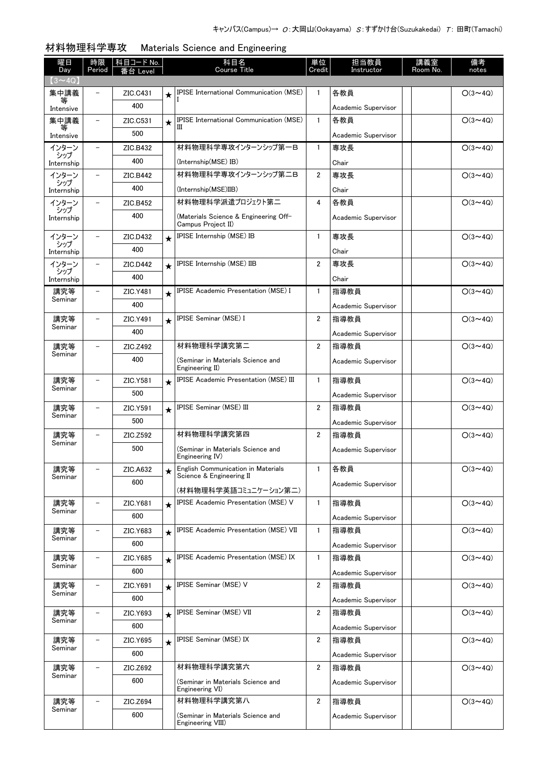キャンパス(Campus)→ O：大岡山(Ookayama) S：すずかけ台(Suzukakedai) T：田町(Tamachi)

## 材料物理科学専攻　Materials Science and Engineering

| 曜日 Day | 時限 Period | 科目コード No. 番台 Level | | 科目名 Course Title | 単位 Credit | 担当教員 Instructor | | 講義室 Room No. | 備考 notes |
|---|---|---|---|---|---|---|---|---|---|
| 【3～4Q】 | | | | | | | | | |
| 集中講義等 Intensive | － | ZIC.C431 400 | ★ | IPISE International Communication (MSE) I | 1 | 各教員 Academic Supervisor | | | ○(3～4Q) |
| 集中講義等 Intensive | － | ZIC.C531 500 | ★ | IPISE International Communication (MSE) III | 1 | 各教員 Academic Supervisor | | | ○(3～4Q) |
| インターンシップ Internship | － | ZIC.B432 400 | | 材料物理科学専攻インターンシップ第一B (Internship(MSE) IB) | 1 | 専攻長 Chair | | | ○(3～4Q) |
| インターンシップ Internship | － | ZIC.B442 400 | | 材料物理科学専攻インターンシップ第二B (Internship(MSE)IIB) | 2 | 専攻長 Chair | | | ○(3～4Q) |
| インターンシップ Internship | － | ZIC.B452 400 | | 材料物理科学派遣プロジェクト第二 (Materials Science & Engineering Off-Campus Project II) | 4 | 各教員 Academic Supervisor | | | ○(3～4Q) |
| インターンシップ Internship | － | ZIC.D432 400 | ★ | IPISE Internship (MSE) IB | 1 | 専攻長 Chair | | | ○(3～4Q) |
| インターンシップ Internship | － | ZIC.D442 400 | ★ | IPISE Internship (MSE) IIB | 2 | 専攻長 Chair | | | ○(3～4Q) |
| 講究等 Seminar | － | ZIC.Y481 400 | ★ | IPISE Academic Presentation (MSE) I | 1 | 指導教員 Academic Supervisor | | | ○(3～4Q) |
| 講究等 Seminar | － | ZIC.Y491 400 | ★ | IPISE Seminar (MSE) I | 2 | 指導教員 Academic Supervisor | | | ○(3～4Q) |
| 講究等 Seminar | － | ZIC.Z492 400 | | 材料物理科学講究第二 (Seminar in Materials Science and Engineering II) | 2 | 指導教員 Academic Supervisor | | | ○(3～4Q) |
| 講究等 Seminar | － | ZIC.Y581 500 | ★ | IPISE Academic Presentation (MSE) III | 1 | 指導教員 Academic Supervisor | | | ○(3～4Q) |
| 講究等 Seminar | － | ZIC.Y591 500 | ★ | IPISE Seminar (MSE) III | 2 | 指導教員 Academic Supervisor | | | ○(3～4Q) |
| 講究等 Seminar | － | ZIC.Z592 500 | | 材料物理科学講究第四 (Seminar in Materials Science and Engineering IV) | 2 | 指導教員 Academic Supervisor | | | ○(3～4Q) |
| 講究等 Seminar | － | ZIC.A632 600 | ★ | English Communication in Materials Science & Engineering II (材料物理科学英語コミュニケーション第二) | 1 | 各教員 Academic Supervisor | | | ○(3～4Q) |
| 講究等 Seminar | － | ZIC.Y681 600 | ★ | IPISE Academic Presentation (MSE) V | 1 | 指導教員 Academic Supervisor | | | ○(3～4Q) |
| 講究等 Seminar | － | ZIC.Y683 600 | ★ | IPISE Academic Presentation (MSE) VII | 1 | 指導教員 Academic Supervisor | | | ○(3～4Q) |
| 講究等 Seminar | － | ZIC.Y685 600 | ★ | IPISE Academic Presentation (MSE) IX | 1 | 指導教員 Academic Supervisor | | | ○(3～4Q) |
| 講究等 Seminar | － | ZIC.Y691 600 | ★ | IPISE Seminar (MSE) V | 2 | 指導教員 Academic Supervisor | | | ○(3～4Q) |
| 講究等 Seminar | － | ZIC.Y693 600 | ★ | IPISE Seminar (MSE) VII | 2 | 指導教員 Academic Supervisor | | | ○(3～4Q) |
| 講究等 Seminar | － | ZIC.Y695 600 | ★ | IPISE Seminar (MSE) IX | 2 | 指導教員 Academic Supervisor | | | ○(3～4Q) |
| 講究等 Seminar | － | ZIC.Z692 600 | | 材料物理科学講究第六 (Seminar in Materials Science and Engineering VI) | 2 | 指導教員 Academic Supervisor | | | ○(3～4Q) |
| 講究等 Seminar | － | ZIC.Z694 600 | | 材料物理科学講究第八 (Seminar in Materials Science and Engineering VIII) | 2 | 指導教員 Academic Supervisor | | | ○(3～4Q) |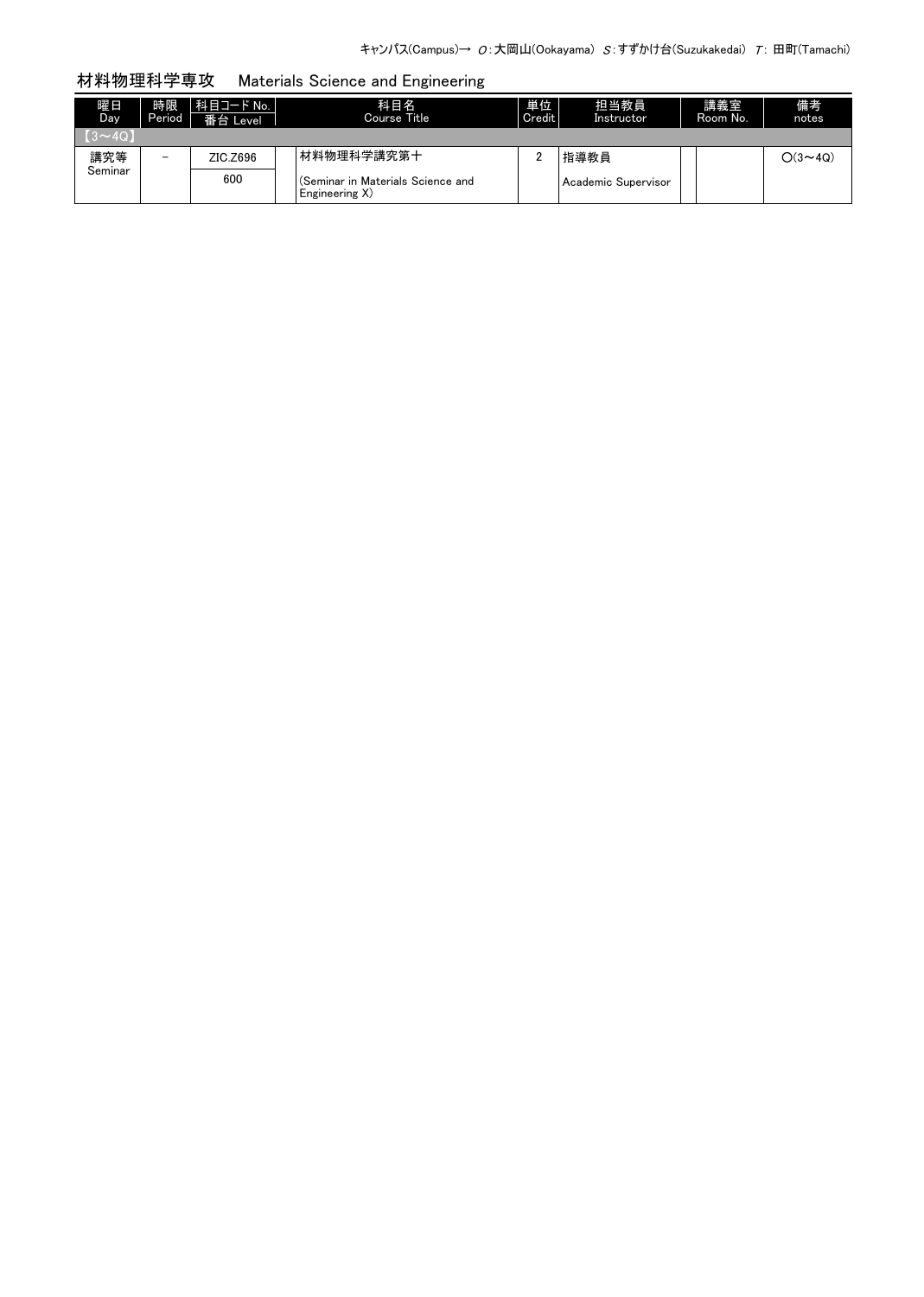キャンパス(Campus)→ O:大岡山(Ookayama) S:すずかけ台(Suzukakedai) T: 田町(Tamachi)

## 材料物理科学専攻　Materials Science and Engineering

| 曜日 Day | 時限 Period | 科目コード No. / 番台 Level | | 科目名 Course Title | 単位 Credit | 担当教員 Instructor | 講義室 Room No. | | 備考 notes |
|---|---|---|---|---|---|---|---|---|---|
| 【3～4Q】 | | | | | | | | | |
| 講究等 Seminar | － | ZIC.Z696 / 600 | | 材料物理科学講究第十 (Seminar in Materials Science and Engineering X) | 2 | 指導教員 Academic Supervisor | | | ○(3～4Q) |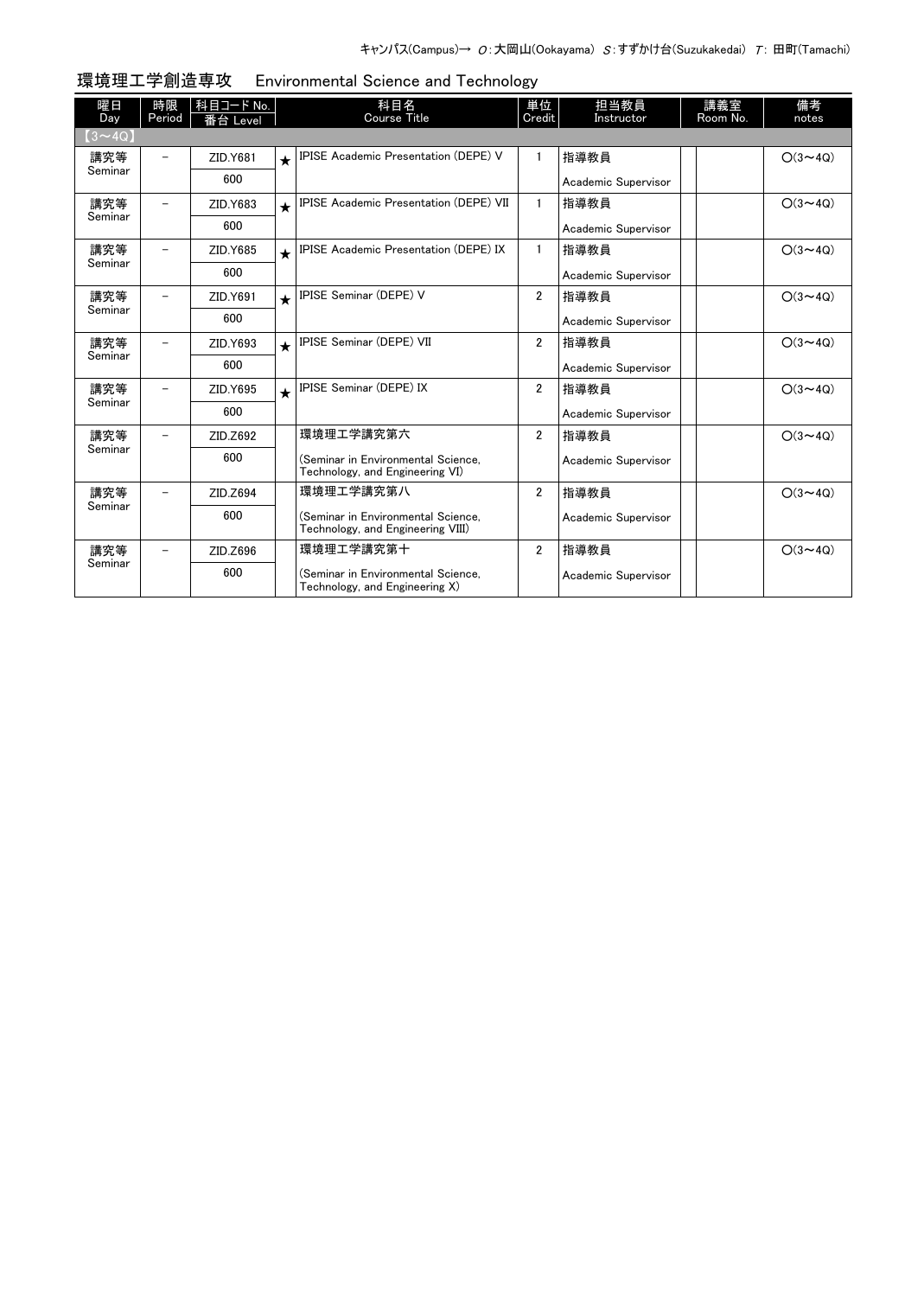キャンパス(Campus)→ O：大岡山(Ookayama) S：すずかけ台(Suzukakedai) T：田町(Tamachi)

## 環境理工学創造専攻　Environmental Science and Technology

| 曜日 Day | 時限 Period | 科目コード No. 番台 Level | | 科目名 Course Title | 単位 Credit | 担当教員 Instructor | | 講義室 Room No. | 備考 notes |
|---|---|---|---|---|---|---|---|---|---|
| 【3～4Q】 | | | | | | | | | |
| 講究等 Seminar | － | ZID.Y681 600 | ★ | IPISE Academic Presentation (DEPE) V | 1 | 指導教員 Academic Supervisor | | | O(3～4Q) |
| 講究等 Seminar | － | ZID.Y683 600 | ★ | IPISE Academic Presentation (DEPE) VII | 1 | 指導教員 Academic Supervisor | | | O(3～4Q) |
| 講究等 Seminar | － | ZID.Y685 600 | ★ | IPISE Academic Presentation (DEPE) IX | 1 | 指導教員 Academic Supervisor | | | O(3～4Q) |
| 講究等 Seminar | － | ZID.Y691 600 | ★ | IPISE Seminar (DEPE) V | 2 | 指導教員 Academic Supervisor | | | O(3～4Q) |
| 講究等 Seminar | － | ZID.Y693 600 | ★ | IPISE Seminar (DEPE) VII | 2 | 指導教員 Academic Supervisor | | | O(3～4Q) |
| 講究等 Seminar | － | ZID.Y695 600 | ★ | IPISE Seminar (DEPE) IX | 2 | 指導教員 Academic Supervisor | | | O(3～4Q) |
| 講究等 Seminar | － | ZID.Z692 600 | | 環境理工学講究第六 (Seminar in Environmental Science, Technology, and Engineering VI) | 2 | 指導教員 Academic Supervisor | | | O(3～4Q) |
| 講究等 Seminar | － | ZID.Z694 600 | | 環境理工学講究第八 (Seminar in Environmental Science, Technology, and Engineering VIII) | 2 | 指導教員 Academic Supervisor | | | O(3～4Q) |
| 講究等 Seminar | － | ZID.Z696 600 | | 環境理工学講究第十 (Seminar in Environmental Science, Technology, and Engineering X) | 2 | 指導教員 Academic Supervisor | | | O(3～4Q) |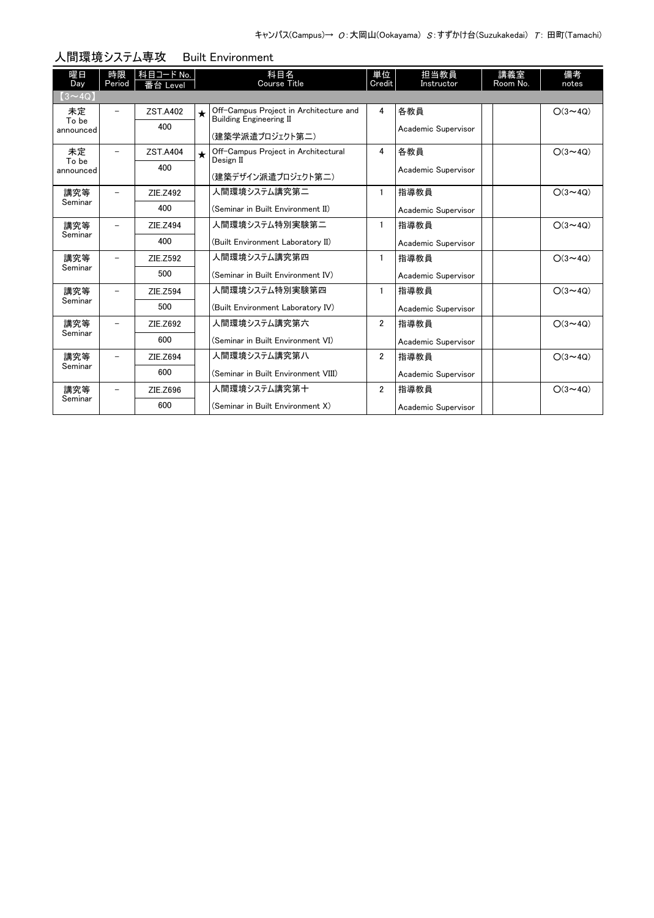キャンパス(Campus)→ O：大岡山(Ookayama) S：すずかけ台(Suzukakedai) T：田町(Tamachi)

## 人間環境システム専攻　Built Environment

| 曜日 Day | 時限 Period | 科目コード No. 番台 Level | | 科目名 Course Title | 単位 Credit | 担当教員 Instructor | 講義室 Room No. | | 備考 notes |
|---|---|---|---|---|---|---|---|---|---|
| 【3～4Q】 | | | | | | | | | |
| 未定 To be announced | － | ZST.A402 400 | ★ | Off-Campus Project in Architecture and Building Engineering II (建築学派遣プロジェクト第二) | 4 | 各教員 Academic Supervisor | | | ○(3～4Q) |
| 未定 To be announced | － | ZST.A404 400 | ★ | Off-Campus Project in Architectural Design II (建築デザイン派遣プロジェクト第二) | 4 | 各教員 Academic Supervisor | | | ○(3～4Q) |
| 講究等 Seminar | － | ZIE.Z492 400 | | 人間環境システム講究第二 (Seminar in Built Environment II) | 1 | 指導教員 Academic Supervisor | | | ○(3～4Q) |
| 講究等 Seminar | － | ZIE.Z494 400 | | 人間環境システム特別実験第二 (Built Environment Laboratory II) | 1 | 指導教員 Academic Supervisor | | | ○(3～4Q) |
| 講究等 Seminar | － | ZIE.Z592 500 | | 人間環境システム講究第四 (Seminar in Built Environment IV) | 1 | 指導教員 Academic Supervisor | | | ○(3～4Q) |
| 講究等 Seminar | － | ZIE.Z594 500 | | 人間環境システム特別実験第四 (Built Environment Laboratory IV) | 1 | 指導教員 Academic Supervisor | | | ○(3～4Q) |
| 講究等 Seminar | － | ZIE.Z692 600 | | 人間環境システム講究第六 (Seminar in Built Environment VI) | 2 | 指導教員 Academic Supervisor | | | ○(3～4Q) |
| 講究等 Seminar | － | ZIE.Z694 600 | | 人間環境システム講究第八 (Seminar in Built Environment VIII) | 2 | 指導教員 Academic Supervisor | | | ○(3～4Q) |
| 講究等 Seminar | － | ZIE.Z696 600 | | 人間環境システム講究第十 (Seminar in Built Environment X) | 2 | 指導教員 Academic Supervisor | | | ○(3～4Q) |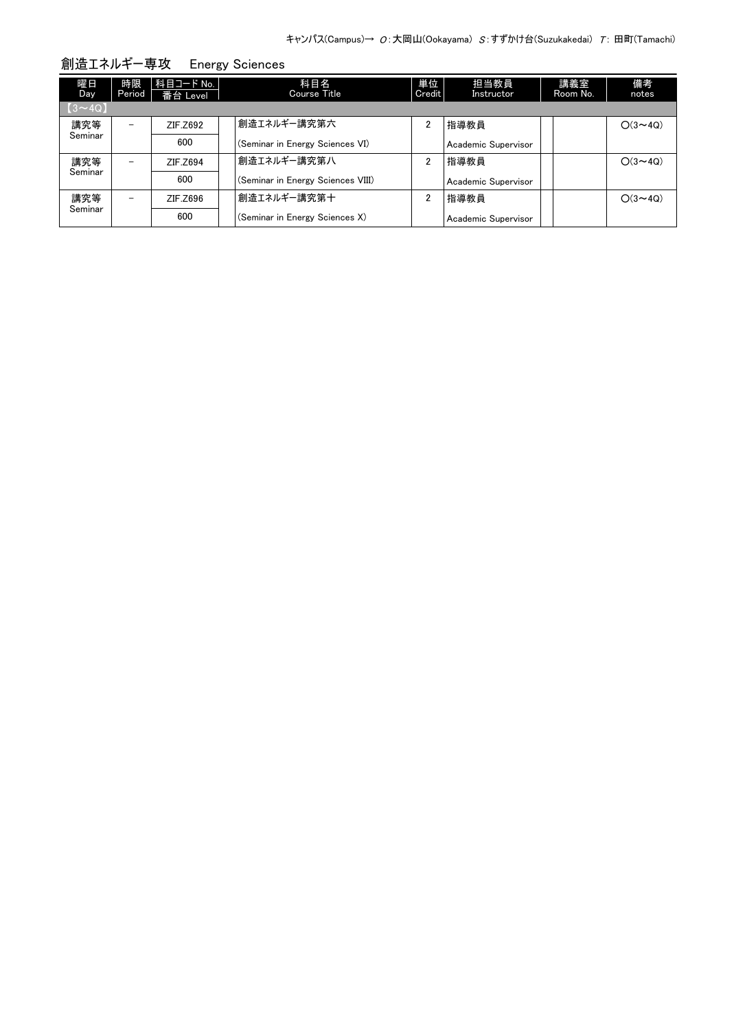キャンパス(Campus)→ O:大岡山(Ookayama) S:すずかけ台(Suzukakedai) T: 田町(Tamachi)

## 創造エネルギー専攻　Energy Sciences

| 曜日 Day | 時限 Period | 科目コード No. / 番台 Level | 科目名 Course Title | 単位 Credit | 担当教員 Instructor | 講義室 Room No. | 備考 notes |
|---|---|---|---|---|---|---|---|
| 【3～4Q】 | | | | | | | |
| 講究等 Seminar | － | ZIF.Z692 / 600 | 創造エネルギー講究第六 (Seminar in Energy Sciences VI) | 2 | 指導教員 Academic Supervisor | | ○(3～4Q) |
| 講究等 Seminar | － | ZIF.Z694 / 600 | 創造エネルギー講究第八 (Seminar in Energy Sciences VIII) | 2 | 指導教員 Academic Supervisor | | ○(3～4Q) |
| 講究等 Seminar | － | ZIF.Z696 / 600 | 創造エネルギー講究第十 (Seminar in Energy Sciences X) | 2 | 指導教員 Academic Supervisor | | ○(3～4Q) |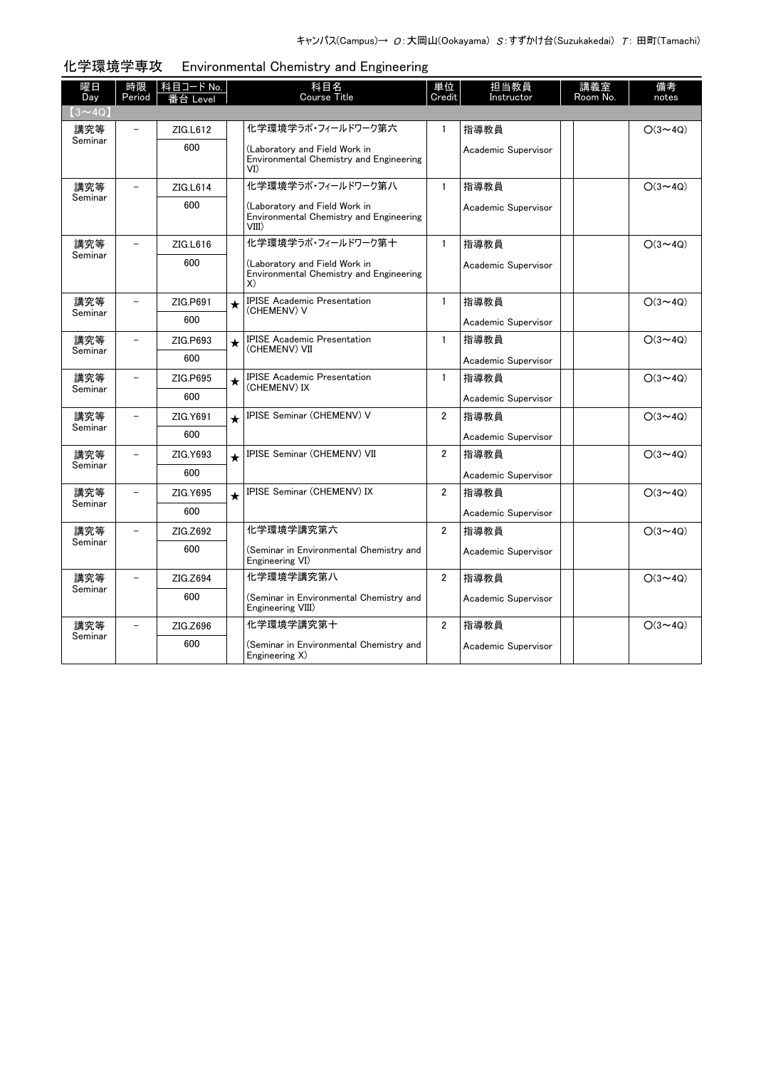キャンパス(Campus)→ O:大岡山(Ookayama) S:すずかけ台(Suzukakedai) T: 田町(Tamachi)

## 化学環境学専攻　Environmental Chemistry and Engineering

| 曜日 Day | 時限 Period | 科目コード No. 番台 Level | | 科目名 Course Title | 単位 Credit | 担当教員 Instructor | | 講義室 Room No. | 備考 notes |
|---|---|---|---|---|---|---|---|---|---|
| 【3～4Q】 | | | | | | | | | |
| 講究等 Seminar | – | ZIG.L612 600 | | 化学環境学ラボ・フィールドワーク第六 (Laboratory and Field Work in Environmental Chemistry and Engineering VI) | 1 | 指導教員 Academic Supervisor | | | O(3～4Q) |
| 講究等 Seminar | – | ZIG.L614 600 | | 化学環境学ラボ・フィールドワーク第八 (Laboratory and Field Work in Environmental Chemistry and Engineering VIII) | 1 | 指導教員 Academic Supervisor | | | O(3～4Q) |
| 講究等 Seminar | – | ZIG.L616 600 | | 化学環境学ラボ・フィールドワーク第十 (Laboratory and Field Work in Environmental Chemistry and Engineering X) | 1 | 指導教員 Academic Supervisor | | | O(3～4Q) |
| 講究等 Seminar | – | ZIG.P691 600 | ★ | IPISE Academic Presentation (CHEMENV) V | 1 | 指導教員 Academic Supervisor | | | O(3～4Q) |
| 講究等 Seminar | – | ZIG.P693 600 | ★ | IPISE Academic Presentation (CHEMENV) VII | 1 | 指導教員 Academic Supervisor | | | O(3～4Q) |
| 講究等 Seminar | – | ZIG.P695 600 | ★ | IPISE Academic Presentation (CHEMENV) IX | 1 | 指導教員 Academic Supervisor | | | O(3～4Q) |
| 講究等 Seminar | – | ZIG.Y691 600 | ★ | IPISE Seminar (CHEMENV) V | 2 | 指導教員 Academic Supervisor | | | O(3～4Q) |
| 講究等 Seminar | – | ZIG.Y693 600 | ★ | IPISE Seminar (CHEMENV) VII | 2 | 指導教員 Academic Supervisor | | | O(3～4Q) |
| 講究等 Seminar | – | ZIG.Y695 600 | ★ | IPISE Seminar (CHEMENV) IX | 2 | 指導教員 Academic Supervisor | | | O(3～4Q) |
| 講究等 Seminar | – | ZIG.Z692 600 | | 化学環境学講究第六 (Seminar in Environmental Chemistry and Engineering VI) | 2 | 指導教員 Academic Supervisor | | | O(3～4Q) |
| 講究等 Seminar | – | ZIG.Z694 600 | | 化学環境学講究第八 (Seminar in Environmental Chemistry and Engineering VIII) | 2 | 指導教員 Academic Supervisor | | | O(3～4Q) |
| 講究等 Seminar | – | ZIG.Z696 600 | | 化学環境学講究第十 (Seminar in Environmental Chemistry and Engineering X) | 2 | 指導教員 Academic Supervisor | | | O(3～4Q) |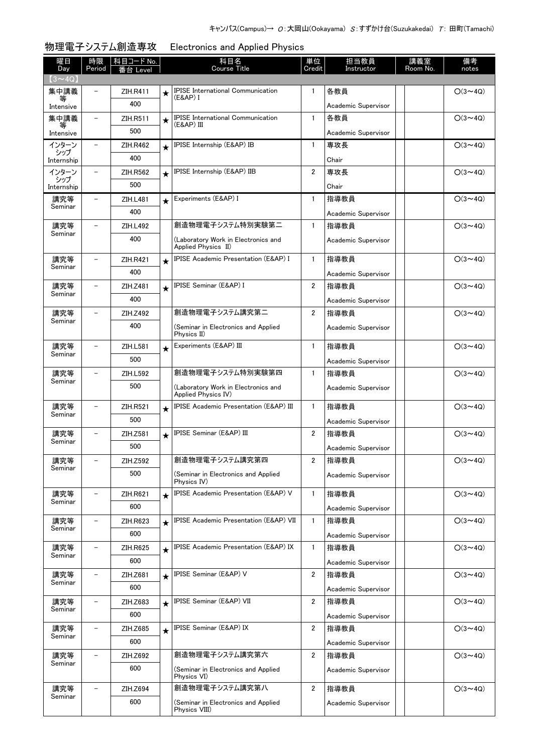キャンパス(Campus)→ O:大岡山(Ookayama) S:すずかけ台(Suzukakedai) T: 田町(Tamachi)

## 物理電子システム創造専攻　Electronics and Applied Physics

| 曜日 Day | 時限 Period | 科目コード No. 番台 Level | | 科目名 Course Title | 単位 Credit | 担当教員 Instructor | | 講義室 Room No. | 備考 notes |
|---|---|---|---|---|---|---|---|---|---|
| 【3～4Q】 | | | | | | | | | |
| 集中講義等 Intensive | － | ZIH.R411 400 | ★ | IPISE International Communication (E&AP) I | 1 | 各教員 Academic Supervisor | | | O(3～4Q) |
| 集中講義等 Intensive | － | ZIH.R511 500 | ★ | IPISE International Communication (E&AP) III | 1 | 各教員 Academic Supervisor | | | O(3～4Q) |
| インターンシップ Internship | － | ZIH.R462 400 | ★ | IPISE Internship (E&AP) IB | 1 | 専攻長 Chair | | | O(3～4Q) |
| インターンシップ Internship | － | ZIH.R562 500 | ★ | IPISE Internship (E&AP) IIB | 2 | 専攻長 Chair | | | O(3～4Q) |
| 講究等 Seminar | － | ZIH.L481 400 | ★ | Experiments (E&AP) I | 1 | 指導教員 Academic Supervisor | | | O(3～4Q) |
| 講究等 Seminar | － | ZIH.L492 400 | | 創造物理電子システム特別実験第二 (Laboratory Work in Electronics and Applied Physics II) | 1 | 指導教員 Academic Supervisor | | | O(3～4Q) |
| 講究等 Seminar | － | ZIH.R421 400 | ★ | IPISE Academic Presentation (E&AP) I | 1 | 指導教員 Academic Supervisor | | | O(3～4Q) |
| 講究等 Seminar | － | ZIH.Z481 400 | ★ | IPISE Seminar (E&AP) I | 2 | 指導教員 Academic Supervisor | | | O(3～4Q) |
| 講究等 Seminar | － | ZIH.Z492 400 | | 創造物理電子システム講究第二 (Seminar in Electronics and Applied Physics II) | 2 | 指導教員 Academic Supervisor | | | O(3～4Q) |
| 講究等 Seminar | － | ZIH.L581 500 | ★ | Experiments (E&AP) III | 1 | 指導教員 Academic Supervisor | | | O(3～4Q) |
| 講究等 Seminar | － | ZIH.L592 500 | | 創造物理電子システム特別実験第四 (Laboratory Work in Electronics and Applied Physics IV) | 1 | 指導教員 Academic Supervisor | | | O(3～4Q) |
| 講究等 Seminar | － | ZIH.R521 500 | ★ | IPISE Academic Presentation (E&AP) III | 1 | 指導教員 Academic Supervisor | | | O(3～4Q) |
| 講究等 Seminar | － | ZIH.Z581 500 | ★ | IPISE Seminar (E&AP) III | 2 | 指導教員 Academic Supervisor | | | O(3～4Q) |
| 講究等 Seminar | － | ZIH.Z592 500 | | 創造物理電子システム講究第四 (Seminar in Electronics and Applied Physics IV) | 2 | 指導教員 Academic Supervisor | | | O(3～4Q) |
| 講究等 Seminar | － | ZIH.R621 600 | ★ | IPISE Academic Presentation (E&AP) V | 1 | 指導教員 Academic Supervisor | | | O(3～4Q) |
| 講究等 Seminar | － | ZIH.R623 600 | ★ | IPISE Academic Presentation (E&AP) VII | 1 | 指導教員 Academic Supervisor | | | O(3～4Q) |
| 講究等 Seminar | － | ZIH.R625 600 | ★ | IPISE Academic Presentation (E&AP) IX | 1 | 指導教員 Academic Supervisor | | | O(3～4Q) |
| 講究等 Seminar | － | ZIH.Z681 600 | ★ | IPISE Seminar (E&AP) V | 2 | 指導教員 Academic Supervisor | | | O(3～4Q) |
| 講究等 Seminar | － | ZIH.Z683 600 | ★ | IPISE Seminar (E&AP) VII | 2 | 指導教員 Academic Supervisor | | | O(3～4Q) |
| 講究等 Seminar | － | ZIH.Z685 600 | ★ | IPISE Seminar (E&AP) IX | 2 | 指導教員 Academic Supervisor | | | O(3～4Q) |
| 講究等 Seminar | － | ZIH.Z692 600 | | 創造物理電子システム講究第六 (Seminar in Electronics and Applied Physics VI) | 2 | 指導教員 Academic Supervisor | | | O(3～4Q) |
| 講究等 Seminar | － | ZIH.Z694 600 | | 創造物理電子システム講究第八 (Seminar in Electronics and Applied Physics VIII) | 2 | 指導教員 Academic Supervisor | | | O(3～4Q) |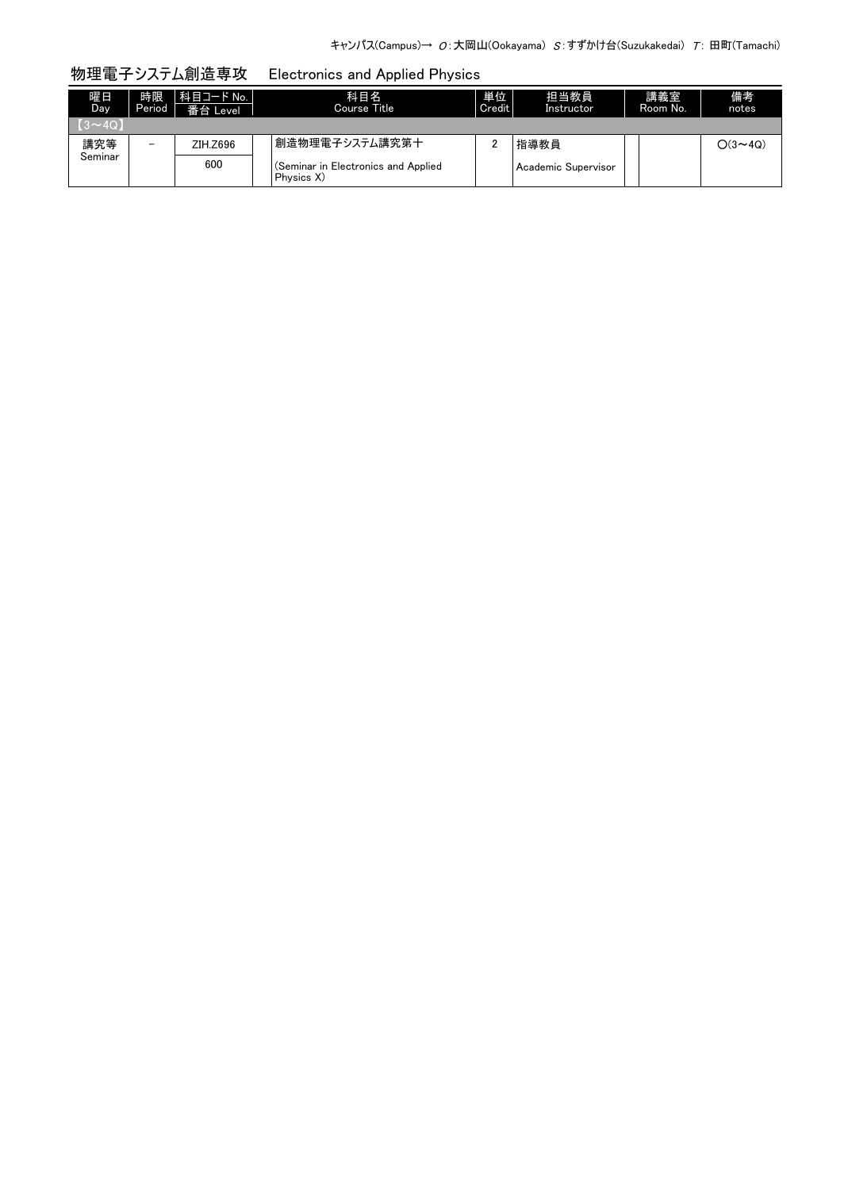キャンパス(Campus)→ O：大岡山(Ookayama) S：すずかけ台(Suzukakedai) T：田町(Tamachi)

## 物理電子システム創造専攻　Electronics and Applied Physics

| 曜日 Day | 時限 Period | 科目コード No. 番台 Level | | 科目名 Course Title | 単位 Credit | 担当教員 Instructor | | 講義室 Room No. | 備考 notes |
|---|---|---|---|---|---|---|---|---|---|
| 【3～4Q】 | | | | | | | | | |
| 講究等 Seminar | – | ZIH.Z696 600 | | 創造物理電子システム講究第十 (Seminar in Electronics and Applied Physics X) | 2 | 指導教員 Academic Supervisor | | | ○(3～4Q) |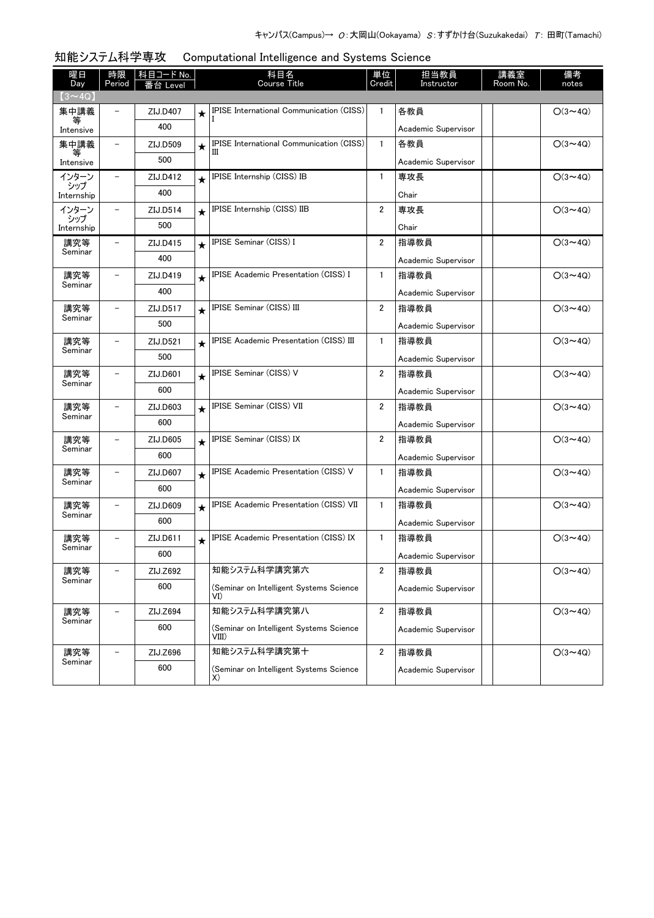キャンパス(Campus)→ O：大岡山(Ookayama) S：すずかけ台(Suzukakedai) T：田町(Tamachi)

## 知能システム科学専攻　Computational Intelligence and Systems Science

| 曜日 Day | 時限 Period | 科目コード No. 番台 Level | | 科目名 Course Title | 単位 Credit | 担当教員 Instructor | | 講義室 Room No. | 備考 notes |
|---|---|---|---|---|---|---|---|---|---|
| 【3～4Q】 | | | | | | | | | |
| 集中講義等 Intensive | － | ZIJ.D407 400 | ★ | IPISE International Communication (CISS) I | 1 | 各教員 Academic Supervisor | | | O(3～4Q) |
| 集中講義等 Intensive | － | ZIJ.D509 500 | ★ | IPISE International Communication (CISS) III | 1 | 各教員 Academic Supervisor | | | O(3～4Q) |
| インターンシップ Internship | － | ZIJ.D412 400 | ★ | IPISE Internship (CISS) IB | 1 | 専攻長 Chair | | | O(3～4Q) |
| インターンシップ Internship | － | ZIJ.D514 500 | ★ | IPISE Internship (CISS) IIB | 2 | 専攻長 Chair | | | O(3～4Q) |
| 講究等 Seminar | － | ZIJ.D415 400 | ★ | IPISE Seminar (CISS) I | 2 | 指導教員 Academic Supervisor | | | O(3～4Q) |
| 講究等 Seminar | － | ZIJ.D419 400 | ★ | IPISE Academic Presentation (CISS) I | 1 | 指導教員 Academic Supervisor | | | O(3～4Q) |
| 講究等 Seminar | － | ZIJ.D517 500 | ★ | IPISE Seminar (CISS) III | 2 | 指導教員 Academic Supervisor | | | O(3～4Q) |
| 講究等 Seminar | － | ZIJ.D521 500 | ★ | IPISE Academic Presentation (CISS) III | 1 | 指導教員 Academic Supervisor | | | O(3～4Q) |
| 講究等 Seminar | － | ZIJ.D601 600 | ★ | IPISE Seminar (CISS) V | 2 | 指導教員 Academic Supervisor | | | O(3～4Q) |
| 講究等 Seminar | － | ZIJ.D603 600 | ★ | IPISE Seminar (CISS) VII | 2 | 指導教員 Academic Supervisor | | | O(3～4Q) |
| 講究等 Seminar | － | ZIJ.D605 600 | ★ | IPISE Seminar (CISS) IX | 2 | 指導教員 Academic Supervisor | | | O(3～4Q) |
| 講究等 Seminar | － | ZIJ.D607 600 | ★ | IPISE Academic Presentation (CISS) V | 1 | 指導教員 Academic Supervisor | | | O(3～4Q) |
| 講究等 Seminar | － | ZIJ.D609 600 | ★ | IPISE Academic Presentation (CISS) VII | 1 | 指導教員 Academic Supervisor | | | O(3～4Q) |
| 講究等 Seminar | － | ZIJ.D611 600 | ★ | IPISE Academic Presentation (CISS) IX | 1 | 指導教員 Academic Supervisor | | | O(3～4Q) |
| 講究等 Seminar | － | ZIJ.Z692 600 | | 知能システム科学講究第六 (Seminar on Intelligent Systems Science VI) | 2 | 指導教員 Academic Supervisor | | | O(3～4Q) |
| 講究等 Seminar | － | ZIJ.Z694 600 | | 知能システム科学講究第八 (Seminar on Intelligent Systems Science VIII) | 2 | 指導教員 Academic Supervisor | | | O(3～4Q) |
| 講究等 Seminar | － | ZIJ.Z696 600 | | 知能システム科学講究第十 (Seminar on Intelligent Systems Science X) | 2 | 指導教員 Academic Supervisor | | | O(3～4Q) |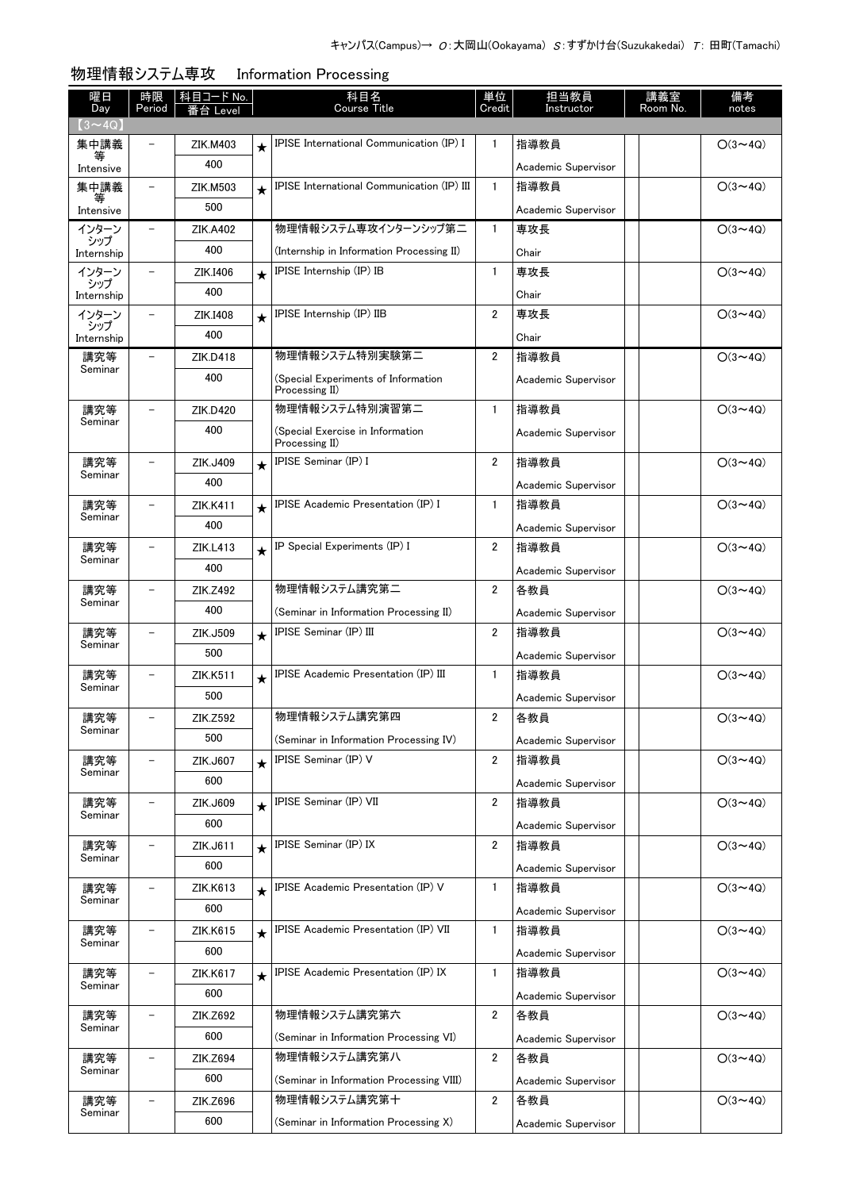キャンパス(Campus)→ O：大岡山(Ookayama) S：すずかけ台(Suzukakedai) T：田町(Tamachi)

## 物理情報システム専攻　Information Processing

| 曜日 Day | 時限 Period | 科目コード No. 番台 Level | | 科目名 Course Title | 単位 Credit | 担当教員 Instructor | 講義室 Room No. | | 備考 notes |
|---|---|---|---|---|---|---|---|---|---|
| 【3～4Q】 | | | | | | | | | |
| 集中講義等 Intensive | － | ZIK.M403 400 | ★ | IPISE International Communication (IP) I | 1 | 指導教員 Academic Supervisor | | | O(3～4Q) |
| 集中講義等 Intensive | － | ZIK.M503 500 | ★ | IPISE International Communication (IP) III | 1 | 指導教員 Academic Supervisor | | | O(3～4Q) |
| インターンシップ Internship | － | ZIK.A402 400 | | 物理情報システム専攻インターンシップ第二 (Internship in Information Processing II) | 1 | 専攻長 Chair | | | O(3～4Q) |
| インターンシップ Internship | － | ZIK.I406 400 | ★ | IPISE Internship (IP) IB | 1 | 専攻長 Chair | | | O(3～4Q) |
| インターンシップ Internship | － | ZIK.I408 400 | ★ | IPISE Internship (IP) IIB | 2 | 専攻長 Chair | | | O(3～4Q) |
| 講究等 Seminar | － | ZIK.D418 400 | | 物理情報システム特別実験第二 (Special Experiments of Information Processing II) | 2 | 指導教員 Academic Supervisor | | | O(3～4Q) |
| 講究等 Seminar | － | ZIK.D420 400 | | 物理情報システム特別演習第二 (Special Exercise in Information Processing II) | 1 | 指導教員 Academic Supervisor | | | O(3～4Q) |
| 講究等 Seminar | － | ZIK.J409 400 | ★ | IPISE Seminar (IP) I | 2 | 指導教員 Academic Supervisor | | | O(3～4Q) |
| 講究等 Seminar | － | ZIK.K411 400 | ★ | IPISE Academic Presentation (IP) I | 1 | 指導教員 Academic Supervisor | | | O(3～4Q) |
| 講究等 Seminar | － | ZIK.L413 400 | ★ | IP Special Experiments (IP) I | 2 | 指導教員 Academic Supervisor | | | O(3～4Q) |
| 講究等 Seminar | － | ZIK.Z492 400 | | 物理情報システム講究第二 (Seminar in Information Processing II) | 2 | 各教員 Academic Supervisor | | | O(3～4Q) |
| 講究等 Seminar | － | ZIK.J509 500 | ★ | IPISE Seminar (IP) III | 2 | 指導教員 Academic Supervisor | | | O(3～4Q) |
| 講究等 Seminar | － | ZIK.K511 500 | ★ | IPISE Academic Presentation (IP) III | 1 | 指導教員 Academic Supervisor | | | O(3～4Q) |
| 講究等 Seminar | － | ZIK.Z592 500 | | 物理情報システム講究第四 (Seminar in Information Processing IV) | 2 | 各教員 Academic Supervisor | | | O(3～4Q) |
| 講究等 Seminar | － | ZIK.J607 600 | ★ | IPISE Seminar (IP) V | 2 | 指導教員 Academic Supervisor | | | O(3～4Q) |
| 講究等 Seminar | － | ZIK.J609 600 | ★ | IPISE Seminar (IP) VII | 2 | 指導教員 Academic Supervisor | | | O(3～4Q) |
| 講究等 Seminar | － | ZIK.J611 600 | ★ | IPISE Seminar (IP) IX | 2 | 指導教員 Academic Supervisor | | | O(3～4Q) |
| 講究等 Seminar | － | ZIK.K613 600 | ★ | IPISE Academic Presentation (IP) V | 1 | 指導教員 Academic Supervisor | | | O(3～4Q) |
| 講究等 Seminar | － | ZIK.K615 600 | ★ | IPISE Academic Presentation (IP) VII | 1 | 指導教員 Academic Supervisor | | | O(3～4Q) |
| 講究等 Seminar | － | ZIK.K617 600 | ★ | IPISE Academic Presentation (IP) IX | 1 | 指導教員 Academic Supervisor | | | O(3～4Q) |
| 講究等 Seminar | － | ZIK.Z692 600 | | 物理情報システム講究第六 (Seminar in Information Processing VI) | 2 | 各教員 Academic Supervisor | | | O(3～4Q) |
| 講究等 Seminar | － | ZIK.Z694 600 | | 物理情報システム講究第八 (Seminar in Information Processing VIII) | 2 | 各教員 Academic Supervisor | | | O(3～4Q) |
| 講究等 Seminar | － | ZIK.Z696 600 | | 物理情報システム講究第十 (Seminar in Information Processing X) | 2 | 各教員 Academic Supervisor | | | O(3～4Q) |